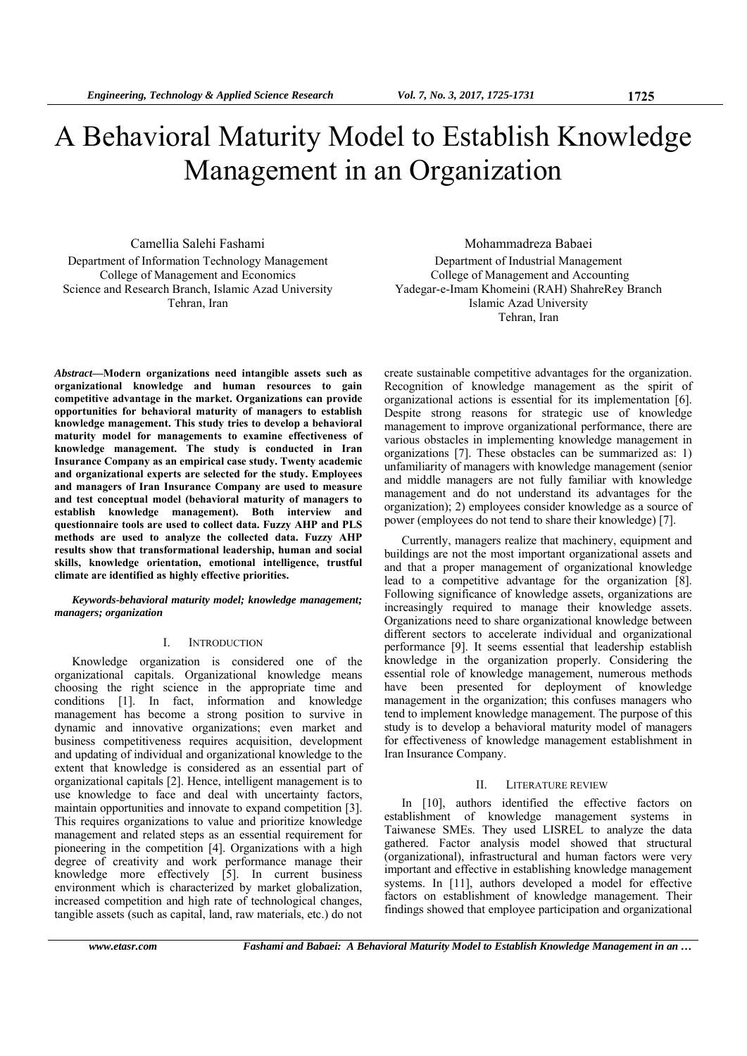# A Behavioral Maturity Model to Establish Knowledge Management in an Organization

Camellia Salehi Fashami
Department of Information Technology Management
College of Management and Economics
Science and Research Branch, Islamic Azad University
Tehran, Iran

Mohammadreza Babaei
Department of Industrial Management
College of Management and Accounting
Yadegar-e-Imam Khomeini (RAH) ShahreRey Branch
Islamic Azad University
Tehran, Iran

***Abstract*—Modern organizations need intangible assets such as organizational knowledge and human resources to gain competitive advantage in the market. Organizations can provide opportunities for behavioral maturity of managers to establish knowledge management. This study tries to develop a behavioral maturity model for managements to examine effectiveness of knowledge management. The study is conducted in Iran Insurance Company as an empirical case study. Twenty academic and organizational experts are selected for the study. Employees and managers of Iran Insurance Company are used to measure and test conceptual model (behavioral maturity of managers to establish knowledge management). Both interview and questionnaire tools are used to collect data. Fuzzy AHP and PLS methods are used to analyze the collected data. Fuzzy AHP results show that transformational leadership, human and social skills, knowledge orientation, emotional intelligence, trustful climate are identified as highly effective priorities.**

***Keywords-behavioral maturity model; knowledge management; managers; organization***

## I. Introduction

Knowledge organization is considered one of the organizational capitals. Organizational knowledge means choosing the right science in the appropriate time and conditions [1]. In fact, information and knowledge management has become a strong position to survive in dynamic and innovative organizations; even market and business competitiveness requires acquisition, development and updating of individual and organizational knowledge to the extent that knowledge is considered as an essential part of organizational capitals [2]. Hence, intelligent management is to use knowledge to face and deal with uncertainty factors, maintain opportunities and innovate to expand competition [3]. This requires organizations to value and prioritize knowledge management and related steps as an essential requirement for pioneering in the competition [4]. Organizations with a high degree of creativity and work performance manage their knowledge more effectively [5]. In current business environment which is characterized by market globalization, increased competition and high rate of technological changes, tangible assets (such as capital, land, raw materials, etc.) do not create sustainable competitive advantages for the organization. Recognition of knowledge management as the spirit of organizational actions is essential for its implementation [6]. Despite strong reasons for strategic use of knowledge management to improve organizational performance, there are various obstacles in implementing knowledge management in organizations [7]. These obstacles can be summarized as: 1) unfamiliarity of managers with knowledge management (senior and middle managers are not fully familiar with knowledge management and do not understand its advantages for the organization); 2) employees consider knowledge as a source of power (employees do not tend to share their knowledge) [7].

Currently, managers realize that machinery, equipment and buildings are not the most important organizational assets and and that a proper management of organizational knowledge lead to a competitive advantage for the organization [8]. Following significance of knowledge assets, organizations are increasingly required to manage their knowledge assets. Organizations need to share organizational knowledge between different sectors to accelerate individual and organizational performance [9]. It seems essential that leadership establish knowledge in the organization properly. Considering the essential role of knowledge management, numerous methods have been presented for deployment of knowledge management in the organization; this confuses managers who tend to implement knowledge management. The purpose of this study is to develop a behavioral maturity model of managers for effectiveness of knowledge management establishment in Iran Insurance Company.

## II. Literature Review

In [10], authors identified the effective factors on establishment of knowledge management systems in Taiwanese SMEs. They used LISREL to analyze the data gathered. Factor analysis model showed that structural (organizational), infrastructural and human factors were very important and effective in establishing knowledge management systems. In [11], authors developed a model for effective factors on establishment of knowledge management. Their findings showed that employee participation and organizational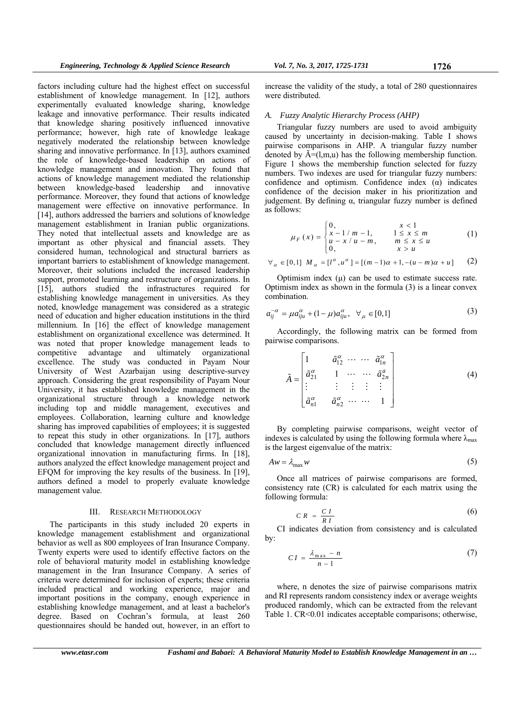factors including culture had the highest effect on successful establishment of knowledge management. In [12], authors experimentally evaluated knowledge sharing, knowledge leakage and innovative performance. Their results indicated that knowledge sharing positively influenced innovative performance; however, high rate of knowledge leakage negatively moderated the relationship between knowledge sharing and innovative performance. In [13], authors examined the role of knowledge-based leadership on actions of knowledge management and innovation. They found that actions of knowledge management mediated the relationship between knowledge-based leadership and innovative performance. Moreover, they found that actions of knowledge management were effective on innovative performance. In [14], authors addressed the barriers and solutions of knowledge management establishment in Iranian public organizations. They noted that intellectual assets and knowledge are as important as other physical and financial assets. They considered human, technological and structural barriers as important barriers to establishment of knowledge management. Moreover, their solutions included the increased leadership support, promoted learning and restructure of organizations. In [15], authors studied the infrastructures required for establishing knowledge management in universities. As they noted, knowledge management was considered as a strategic need of education and higher education institutions in the third millennium. In [16] the effect of knowledge management establishment on organizational excellence was determined. It was noted that proper knowledge management leads to competitive advantage and ultimately organizational excellence. The study was conducted in Payam Nour University of West Azarbaijan using descriptive-survey approach. Considering the great responsibility of Payam Nour University, it has established knowledge management in the organizational structure through a knowledge network including top and middle management, executives and employees. Collaboration, learning culture and knowledge sharing has improved capabilities of employees; it is suggested to repeat this study in other organizations. In [17], authors concluded that knowledge management directly influenced organizational innovation in manufacturing firms. In [18], authors analyzed the effect knowledge management project and EFQM for improving the key results of the business. In [19], authors defined a model to properly evaluate knowledge management value.

## III. Research Methodology

The participants in this study included 20 experts in knowledge management establishment and organizational behavior as well as 800 employees of Iran Insurance Company. Twenty experts were used to identify effective factors on the role of behavioral maturity model in establishing knowledge management in the Iran Insurance Company. A series of criteria were determined for inclusion of experts; these criteria included practical and working experience, major and important positions in the company, enough experience in establishing knowledge management, and at least a bachelor's degree. Based on Cochran's formula, at least 260 questionnaires should be handed out, however, in an effort to increase the validity of the study, a total of 280 questionnaires were distributed.

### A. Fuzzy Analytic Hierarchy Process (AHP)

Triangular fuzzy numbers are used to avoid ambiguity caused by uncertainty in decision-making. Table I shows pairwise comparisons in AHP. A triangular fuzzy number denoted by $\tilde{A}=(l,m,u)$ has the following membership function. Figure 1 shows the membership function selected for fuzzy numbers. Two indexes are used for triangular fuzzy numbers: confidence and optimism. Confidence index (α) indicates confidence of the decision maker in his prioritization and judgement. By defining α, triangular fuzzy number is defined as follows:

$$\mu_F(x) = \begin{cases} 0, & x < 1 \\ x-1/m-1, & 1 \le x \le m \\ u-x/u-m, & m \le x \le u \\ 0, & x > u \end{cases} \tag{1}$$

$$\forall_\alpha \in [0,1] \;\; M_\alpha = [l^\alpha, u^\alpha] = [(m-1)\alpha+1, -(u-m)\alpha+u] \tag{2}$$

Optimism index (μ) can be used to estimate success rate. Optimism index as shown in the formula (3) is a linear convex combination.

$$a_{ij}^{-\alpha} = \mu a_{iju}^{\alpha} + (1-\mu) a_{iju}^{\alpha}, \;\; \forall_\mu \in [0,1] \tag{3}$$

Accordingly, the following matrix can be formed from pairwise comparisons.

$$\tilde{A} = \begin{bmatrix} 1 & \tilde{a}_{12}^{\alpha} & \cdots & \cdots & \tilde{a}_{1n}^{\alpha} \\ \tilde{a}_{21}^{\alpha} & 1 & \cdots & \cdots & \tilde{a}_{2n}^{a} \\ \vdots & \vdots & \vdots & \vdots & \vdots \\ \tilde{a}_{n1}^{\alpha} & \tilde{a}_{n2}^{\alpha} & \cdots & \cdots & 1 \end{bmatrix} \tag{4}$$

By completing pairwise comparisons, weight vector of indexes is calculated by using the following formula where $\lambda_{max}$ is the largest eigenvalue of the matrix:

$$Aw = \lambda_{\max} w \tag{5}$$

Once all matrices of pairwise comparisons are formed, consistency rate (CR) is calculated for each matrix using the following formula:

$$CR = \frac{CI}{RI} \tag{6}$$

CI indicates deviation from consistency and is calculated by:

$$CI = \frac{\lambda_{\max} - n}{n-1} \tag{7}$$

where, n denotes the size of pairwise comparisons matrix and RI represents random consistency index or average weights produced randomly, which can be extracted from the relevant Table 1. CR<0.01 indicates acceptable comparisons; otherwise,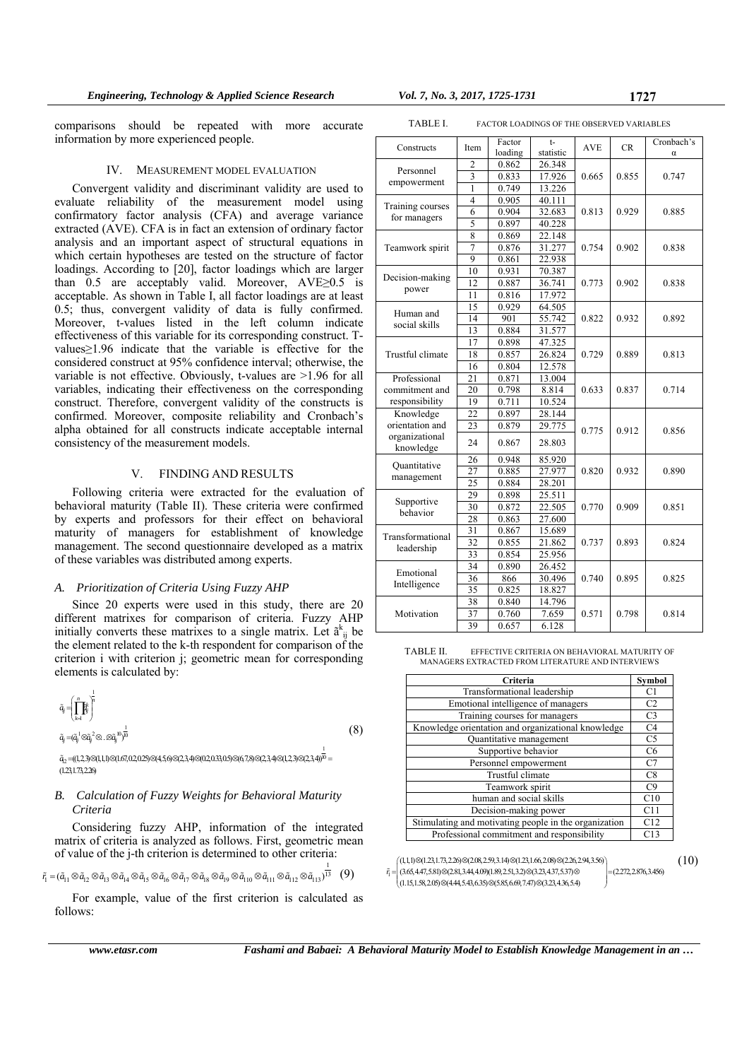comparisons should be repeated with more accurate information by more experienced people.

## IV. MEASUREMENT MODEL EVALUATION

Convergent validity and discriminant validity are used to evaluate reliability of the measurement model using confirmatory factor analysis (CFA) and average variance extracted (AVE). CFA is in fact an extension of ordinary factor analysis and an important aspect of structural equations in which certain hypotheses are tested on the structure of factor loadings. According to [20], factor loadings which are larger than 0.5 are acceptably valid. Moreover, AVE≥0.5 is acceptable. As shown in Table I, all factor loadings are at least 0.5; thus, convergent validity of data is fully confirmed. Moreover, t-values listed in the left column indicate effectiveness of this variable for its corresponding construct. T-values≥1.96 indicate that the variable is effective for the considered construct at 95% confidence interval; otherwise, the variable is not effective. Obviously, t-values are >1.96 for all variables, indicating their effectiveness on the corresponding construct. Therefore, convergent validity of the constructs is confirmed. Moreover, composite reliability and Cronbach's alpha obtained for all constructs indicate acceptable internal consistency of the measurement models.

## V. FINDING AND RESULTS

Following criteria were extracted for the evaluation of behavioral maturity (Table II). These criteria were confirmed by experts and professors for their effect on behavioral maturity of managers for establishment of knowledge management. The second questionnaire developed as a matrix of these variables was distributed among experts.

### A. Prioritization of Criteria Using Fuzzy AHP

Since 20 experts were used in this study, there are 20 different matrixes for comparison of criteria. Fuzzy AHP initially converts these matrixes to a single matrix. Let $\tilde{a}^k_{ij}$ be the element related to the k-th respondent for comparison of the criterion i with criterion j; geometric mean for corresponding elements is calculated by:

$$\tilde{a}_{ij} = \left(\prod_{k=1}^{n} \tilde{a}^k_{ij}\right)^{\frac{1}{n}}$$

$$\tilde{a}_{ij} = (\tilde{a}^1_{ij} \otimes \tilde{a}^2_{ij} \otimes \ldots \otimes \tilde{a}^{10}_{ij})^{\frac{1}{10}} \quad (8)$$

$$\tilde{a}_{12} = ((1,2,3)\otimes(1,1,1)\otimes(1.67,0.2,0.25)\otimes(4,5,6)\otimes(2,3,4)\otimes(0.2,0.33,0.5)\otimes(6,7,8)\otimes(2,3,4)\otimes(1,2,3)\otimes(2,3,4))^{\frac{1}{10}} = (1.23,1.73,2.26)$$

### B. Calculation of Fuzzy Weights for Behavioral Maturity Criteria

Considering fuzzy AHP, information of the integrated matrix of value of criteria is analyzed as follows. First, geometric mean of value of the j-th criterion is determined to other criteria:

$$\tilde{r}_1 = (\tilde{a}_{11} \otimes \tilde{a}_{12} \otimes \tilde{a}_{13} \otimes \tilde{a}_{14} \otimes \tilde{a}_{15} \otimes \tilde{a}_{16} \otimes \tilde{a}_{17} \otimes \tilde{a}_{18} \otimes \tilde{a}_{19} \otimes \tilde{a}_{110} \otimes \tilde{a}_{111} \otimes \tilde{a}_{112} \otimes \tilde{a}_{113})^{\frac{1}{13}} \quad (9)$$

For example, value of the first criterion is calculated as follows:

$$\tilde{r}_1 = \begin{pmatrix} (1,1,1)\otimes(1.23,1.73,2.26)\otimes(2.08,2.59,3.14)\otimes(1.23,1.66,2.08)\otimes(2.26,2.94,3.56) \\ (3.65,4.47,5.81)\otimes(2.81,3.44,4.09)(1.89,2.51,3.2)\otimes(3.23,4.37,5.37)\otimes \\ (1.15,1.58,2.05)\otimes(4.44,5.43,6.35)\otimes(5.85,6.69,7.47)\otimes(3.23,4.36,5.4) \end{pmatrix} = (2.272,2.876,3.456) \quad (10)$$

TABLE I. FACTOR LOADINGS OF THE OBSERVED VARIABLES

| Constructs | Item | Factor loading | t-statistic | AVE | CR | Cronbach's α |
|---|---|---|---|---|---|---|
| Personnel empowerment | 2 | 0.862 | 26.348 | 0.665 | 0.855 | 0.747 |
| | 3 | 0.833 | 17.926 | | | |
| | 1 | 0.749 | 13.226 | | | |
| Training courses for managers | 4 | 0.905 | 40.111 | 0.813 | 0.929 | 0.885 |
| | 6 | 0.904 | 32.683 | | | |
| | 5 | 0.897 | 40.228 | | | |
| Teamwork spirit | 8 | 0.869 | 22.148 | 0.754 | 0.902 | 0.838 |
| | 7 | 0.876 | 31.277 | | | |
| | 9 | 0.861 | 22.938 | | | |
| Decision-making power | 10 | 0.931 | 70.387 | 0.773 | 0.902 | 0.838 |
| | 12 | 0.887 | 36.741 | | | |
| | 11 | 0.816 | 17.972 | | | |
| Human and social skills | 15 | 0.929 | 64.505 | 0.822 | 0.932 | 0.892 |
| | 14 | 901 | 55.742 | | | |
| | 13 | 0.884 | 31.577 | | | |
| Trustful climate | 17 | 0.898 | 47.325 | 0.729 | 0.889 | 0.813 |
| | 18 | 0.857 | 26.824 | | | |
| | 16 | 0.804 | 12.578 | | | |
| Professional commitment and responsibility | 21 | 0.871 | 13.004 | 0.633 | 0.837 | 0.714 |
| | 20 | 0.798 | 8.814 | | | |
| | 19 | 0.711 | 10.524 | | | |
| Knowledge orientation and organizational knowledge | 22 | 0.897 | 28.144 | 0.775 | 0.912 | 0.856 |
| | 23 | 0.879 | 29.775 | | | |
| | 24 | 0.867 | 28.803 | | | |
| Quantitative management | 26 | 0.948 | 85.920 | 0.820 | 0.932 | 0.890 |
| | 27 | 0.885 | 27.977 | | | |
| | 25 | 0.884 | 28.201 | | | |
| Supportive behavior | 29 | 0.898 | 25.511 | 0.770 | 0.909 | 0.851 |
| | 30 | 0.872 | 22.505 | | | |
| | 28 | 0.863 | 27.600 | | | |
| Transformational leadership | 31 | 0.867 | 15.689 | 0.737 | 0.893 | 0.824 |
| | 32 | 0.855 | 21.862 | | | |
| | 33 | 0.854 | 25.956 | | | |
| Emotional Intelligence | 34 | 0.890 | 26.452 | 0.740 | 0.895 | 0.825 |
| | 36 | 866 | 30.496 | | | |
| | 35 | 0.825 | 18.827 | | | |
| Motivation | 38 | 0.840 | 14.796 | 0.571 | 0.798 | 0.814 |
| | 37 | 0.760 | 7.659 | | | |
| | 39 | 0.657 | 6.128 | | | |

TABLE II. EFFECTIVE CRITERIA ON BEHAVIORAL MATURITY OF MANAGERS EXTRACTED FROM LITERATURE AND INTERVIEWS

| Criteria | Symbol |
|---|---|
| Transformational leadership | C1 |
| Emotional intelligence of managers | C2 |
| Training courses for managers | C3 |
| Knowledge orientation and organizational knowledge | C4 |
| Quantitative management | C5 |
| Supportive behavior | C6 |
| Personnel empowerment | C7 |
| Trustful climate | C8 |
| Teamwork spirit | C9 |
| human and social skills | C10 |
| Decision-making power | C11 |
| Stimulating and motivating people in the organization | C12 |
| Professional commitment and responsibility | C13 |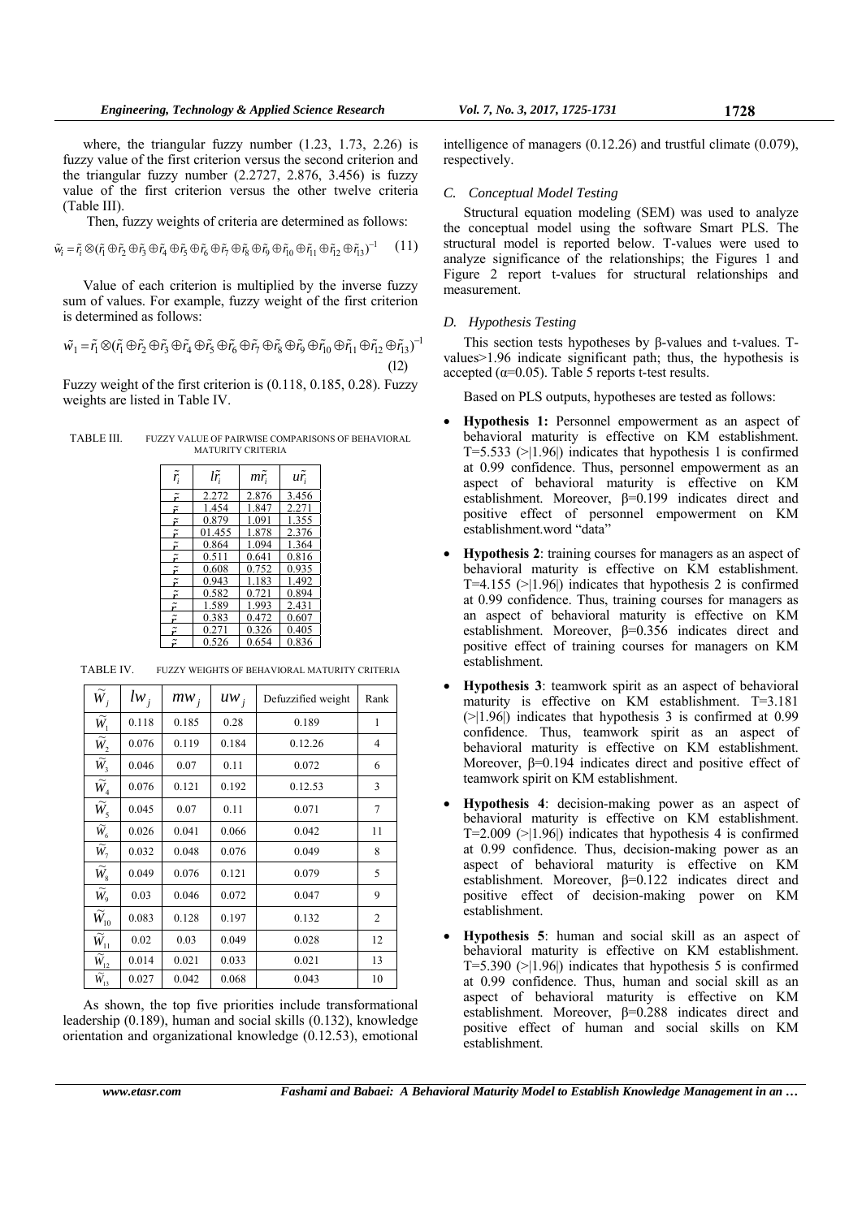where, the triangular fuzzy number (1.23, 1.73, 2.26) is fuzzy value of the first criterion versus the second criterion and the triangular fuzzy number (2.2727, 2.876, 3.456) is fuzzy value of the first criterion versus the other twelve criteria (Table III).

Then, fuzzy weights of criteria are determined as follows:

$$\tilde{w}_i = \tilde{r}_i \otimes (\tilde{r}_1 \oplus \tilde{r}_2 \oplus \tilde{r}_3 \oplus \tilde{r}_4 \oplus \tilde{r}_5 \oplus \tilde{r}_6 \oplus \tilde{r}_7 \oplus \tilde{r}_8 \oplus \tilde{r}_9 \oplus \tilde{r}_{10} \oplus \tilde{r}_{11} \oplus \tilde{r}_{12} \oplus \tilde{r}_{13})^{-1} \quad (11)$$

Value of each criterion is multiplied by the inverse fuzzy sum of values. For example, fuzzy weight of the first criterion is determined as follows:

$$\tilde{w}_1 = \tilde{r}_1 \otimes (\tilde{r}_1 \oplus \tilde{r}_2 \oplus \tilde{r}_3 \oplus \tilde{r}_4 \oplus \tilde{r}_5 \oplus \tilde{r}_6 \oplus \tilde{r}_7 \oplus \tilde{r}_8 \oplus \tilde{r}_9 \oplus \tilde{r}_{10} \oplus \tilde{r}_{11} \oplus \tilde{r}_{12} \oplus \tilde{r}_{13})^{-1} \quad (12)$$

Fuzzy weight of the first criterion is (0.118, 0.185, 0.28). Fuzzy weights are listed in Table IV.

TABLE III. FUZZY VALUE OF PAIRWISE COMPARISONS OF BEHAVIORAL MATURITY CRITERIA

| $\tilde{r}_i$ | $l\tilde{r}_i$ | $m\tilde{r}_i$ | $u\tilde{r}_i$ |
|---|---|---|---|
| $\tilde{r}$ | 2.272 | 2.876 | 3.456 |
| $\tilde{r}$ | 1.454 | 1.847 | 2.271 |
| $\tilde{r}$ | 0.879 | 1.091 | 1.355 |
| $\tilde{r}$ | 01.455 | 1.878 | 2.376 |
| $\tilde{r}$ | 0.864 | 1.094 | 1.364 |
| $\tilde{r}$ | 0.511 | 0.641 | 0.816 |
| $\tilde{r}$ | 0.608 | 0.752 | 0.935 |
| $\tilde{r}$ | 0.943 | 1.183 | 1.492 |
| $\tilde{r}$ | 0.582 | 0.721 | 0.894 |
| $\tilde{r}$ | 1.589 | 1.993 | 2.431 |
| $\tilde{r}$ | 0.383 | 0.472 | 0.607 |
| $\tilde{r}$ | 0.271 | 0.326 | 0.405 |
| $\tilde{r}$ | 0.526 | 0.654 | 0.836 |

TABLE IV. FUZZY WEIGHTS OF BEHAVIORAL MATURITY CRITERIA

| $\tilde{W}_j$ | $lw_j$ | $mw_j$ | $uw_j$ | Defuzzified weight | Rank |
|---|---|---|---|---|---|
| $\tilde{W}_1$ | 0.118 | 0.185 | 0.28 | 0.189 | 1 |
| $\tilde{W}_2$ | 0.076 | 0.119 | 0.184 | 0.12.26 | 4 |
| $\tilde{W}_3$ | 0.046 | 0.07 | 0.11 | 0.072 | 6 |
| $\tilde{W}_4$ | 0.076 | 0.121 | 0.192 | 0.12.53 | 3 |
| $\tilde{W}_5$ | 0.045 | 0.07 | 0.11 | 0.071 | 7 |
| $\tilde{W}_6$ | 0.026 | 0.041 | 0.066 | 0.042 | 11 |
| $\tilde{W}_7$ | 0.032 | 0.048 | 0.076 | 0.049 | 8 |
| $\tilde{W}_8$ | 0.049 | 0.076 | 0.121 | 0.079 | 5 |
| $\tilde{W}_9$ | 0.03 | 0.046 | 0.072 | 0.047 | 9 |
| $\tilde{W}_{10}$ | 0.083 | 0.128 | 0.197 | 0.132 | 2 |
| $\tilde{W}_{11}$ | 0.02 | 0.03 | 0.049 | 0.028 | 12 |
| $\tilde{W}_{12}$ | 0.014 | 0.021 | 0.033 | 0.021 | 13 |
| $\tilde{W}_{13}$ | 0.027 | 0.042 | 0.068 | 0.043 | 10 |

As shown, the top five priorities include transformational leadership (0.189), human and social skills (0.132), knowledge orientation and organizational knowledge (0.12.53), emotional intelligence of managers (0.12.26) and trustful climate (0.079), respectively.

### C. Conceptual Model Testing

Structural equation modeling (SEM) was used to analyze the conceptual model using the software Smart PLS. The structural model is reported below. T-values were used to analyze significance of the relationships; the Figures 1 and Figure 2 report t-values for structural relationships and measurement.

### D. Hypothesis Testing

This section tests hypotheses by β-values and t-values. T-values>1.96 indicate significant path; thus, the hypothesis is accepted (α=0.05). Table 5 reports t-test results.

Based on PLS outputs, hypotheses are tested as follows:

- **Hypothesis 1:** Personnel empowerment as an aspect of behavioral maturity is effective on KM establishment. T=5.533 (>|1.96|) indicates that hypothesis 1 is confirmed at 0.99 confidence. Thus, personnel empowerment as an aspect of behavioral maturity is effective on KM establishment. Moreover, β=0.199 indicates direct and positive effect of personnel empowerment on KM establishment.word "data"
- **Hypothesis 2**: training courses for managers as an aspect of behavioral maturity is effective on KM establishment. T=4.155 (>|1.96|) indicates that hypothesis 2 is confirmed at 0.99 confidence. Thus, training courses for managers as an aspect of behavioral maturity is effective on KM establishment. Moreover, β=0.356 indicates direct and positive effect of training courses for managers on KM establishment.
- **Hypothesis 3**: teamwork spirit as an aspect of behavioral maturity is effective on KM establishment. T=3.181 (>|1.96|) indicates that hypothesis 3 is confirmed at 0.99 confidence. Thus, teamwork spirit as an aspect of behavioral maturity is effective on KM establishment. Moreover, β=0.194 indicates direct and positive effect of teamwork spirit on KM establishment.
- **Hypothesis 4**: decision-making power as an aspect of behavioral maturity is effective on KM establishment. T=2.009 (>|1.96|) indicates that hypothesis 4 is confirmed at 0.99 confidence. Thus, decision-making power as an aspect of behavioral maturity is effective on KM establishment. Moreover, β=0.122 indicates direct and positive effect of decision-making power on KM establishment.
- **Hypothesis 5**: human and social skill as an aspect of behavioral maturity is effective on KM establishment. T=5.390 (>|1.96|) indicates that hypothesis 5 is confirmed at 0.99 confidence. Thus, human and social skill as an aspect of behavioral maturity is effective on KM establishment. Moreover, β=0.288 indicates direct and positive effect of human and social skills on KM establishment.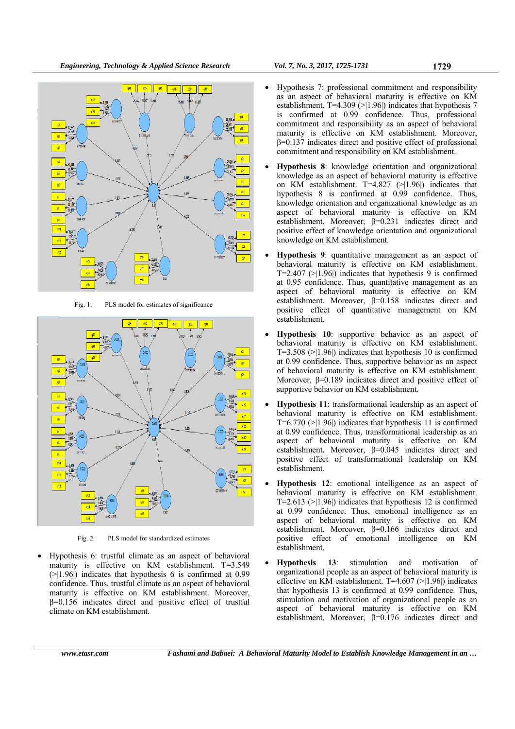Fig. 1. PLS model for estimates of significance

Fig. 2. PLS model for standardized estimates

- Hypothesis 6: trustful climate as an aspect of behavioral maturity is effective on KM establishment. T=3.549 (>|1.96|) indicates that hypothesis 6 is confirmed at 0.99 confidence. Thus, trustful climate as an aspect of behavioral maturity is effective on KM establishment. Moreover, β=0.156 indicates direct and positive effect of trustful climate on KM establishment.
- Hypothesis 7: professional commitment and responsibility as an aspect of behavioral maturity is effective on KM establishment. T=4.309 (>|1.96|) indicates that hypothesis 7 is confirmed at 0.99 confidence. Thus, professional commitment and responsibility as an aspect of behavioral maturity is effective on KM establishment. Moreover, β=0.137 indicates direct and positive effect of professional commitment and responsibility on KM establishment.
- **Hypothesis 8**: knowledge orientation and organizational knowledge as an aspect of behavioral maturity is effective on KM establishment. T=4.827 (>|1.96|) indicates that hypothesis 8 is confirmed at 0.99 confidence. Thus, knowledge orientation and organizational knowledge as an aspect of behavioral maturity is effective on KM establishment. Moreover, β=0.231 indicates direct and positive effect of knowledge orientation and organizational knowledge on KM establishment.
- **Hypothesis 9**: quantitative management as an aspect of behavioral maturity is effective on KM establishment. T=2.407 (>|1.96|) indicates that hypothesis 9 is confirmed at 0.95 confidence. Thus, quantitative management as an aspect of behavioral maturity is effective on KM establishment. Moreover, β=0.158 indicates direct and positive effect of quantitative management on KM establishment.
- **Hypothesis 10**: supportive behavior as an aspect of behavioral maturity is effective on KM establishment. T=3.508 (>|1.96|) indicates that hypothesis 10 is confirmed at 0.99 confidence. Thus, supportive behavior as an aspect of behavioral maturity is effective on KM establishment. Moreover, β=0.189 indicates direct and positive effect of supportive behavior on KM establishment.
- **Hypothesis 11**: transformational leadership as an aspect of behavioral maturity is effective on KM establishment. T=6.770 (>|1.96|) indicates that hypothesis 11 is confirmed at 0.99 confidence. Thus, transformational leadership as an aspect of behavioral maturity is effective on KM establishment. Moreover, β=0.045 indicates direct and positive effect of transformational leadership on KM establishment.
- **Hypothesis 12**: emotional intelligence as an aspect of behavioral maturity is effective on KM establishment. T=2.613 (>|1.96|) indicates that hypothesis 12 is confirmed at 0.99 confidence. Thus, emotional intelligence as an aspect of behavioral maturity is effective on KM establishment. Moreover, β=0.166 indicates direct and positive effect of emotional intelligence on KM establishment.
- **Hypothesis 13**: stimulation and motivation of organizational people as an aspect of behavioral maturity is effective on KM establishment. T=4.607 (>|1.96|) indicates that hypothesis 13 is confirmed at 0.99 confidence. Thus, stimulation and motivation of organizational people as an aspect of behavioral maturity is effective on KM establishment. Moreover, β=0.176 indicates direct and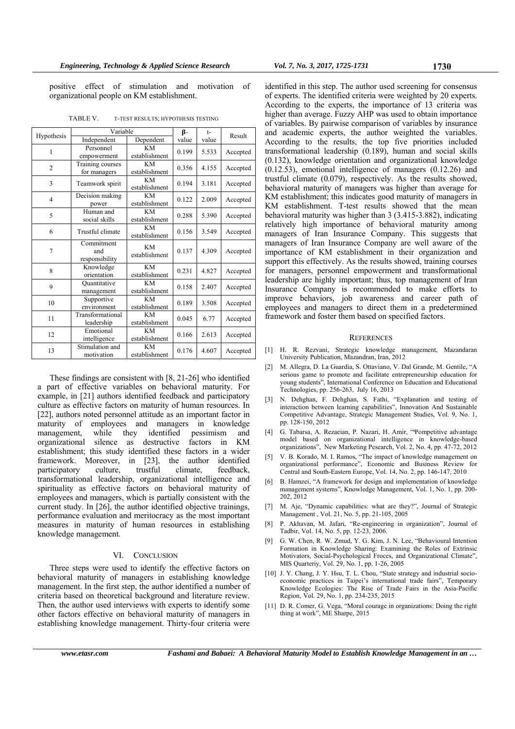positive effect of stimulation and motivation of organizational people on KM establishment.

TABLE V. T-TEST RESULTS; HYPOTHESIS TESTING

| Hypothesis | Variable | | β-value | t-value | Result |
|---|---|---|---|---|---|
| | Independent | Dependent | | | |
| 1 | Personnel empowerment | KM establishment | 0.199 | 5.533 | Accepted |
| 2 | Training courses for managers | KM establishment | 0.356 | 4.155 | Accepted |
| 3 | Teamwork spirit | KM establishment | 0.194 | 3.181 | Accepted |
| 4 | Decision making power | KM establishment | 0.122 | 2.009 | Accepted |
| 5 | Human and social skills | KM establishment | 0.288 | 5.390 | Accepted |
| 6 | Trustful climate | KM establishment | 0.156 | 3.549 | Accepted |
| 7 | Commitment and responsibility | KM establishment | 0.137 | 4.309 | Accepted |
| 8 | Knowledge orientation | KM establishment | 0.231 | 4.827 | Accepted |
| 9 | Quantitative management | KM establishment | 0.158 | 2.407 | Accepted |
| 10 | Supportive environment | KM establishment | 0.189 | 3.508 | Accepted |
| 11 | Transformational leadership | KM establishment | 0.045 | 6.77 | Accepted |
| 12 | Emotional intelligence | KM establishment | 0.166 | 2.613 | Accepted |
| 13 | Stimulation and motivation | KM establishment | 0.176 | 4.607 | Accepted |

These findings are consistent with [8, 21-26] who identified a part of effective variables on behavioral maturity. For example, in [21] authors identified feedback and participatory culture as effective factors on maturity of human resources. In [22], authors noted personnel attitude as an important factor in maturity of employees and managers in knowledge management, while they identified pessimism and organizational silence as destructive factors in KM establishment; this study identified these factors in a wider framework. Moreover, in [23], the author identified participatory culture, trustful climate, feedback, transformational leadership, organizational intelligence and spirituality as effective factors on behavioral maturity of employees and managers, which is partially consistent with the current study. In [26], the author identified objective trainings, performance evaluation and meritocracy as the most important measures in maturity of human resources in establishing knowledge management.

## VI. CONCLUSION

Three steps were used to identify the effective factors on behavioral maturity of managers in establishing knowledge management. In the first step, the author identified a number of criteria based on theoretical background and literature review. Then, the author used interviews with experts to identify some other factors effective on behavioral maturity of managers in establishing knowledge management. Thirty-four criteria were identified in this step. The author used screening for consensus of experts. The identified criteria were weighted by 20 experts. According to the experts, the importance of 13 criteria was higher than average. Fuzzy AHP was used to obtain importance of variables. By pairwise comparison of variables by insurance and academic experts, the author weighted the variables. According to the results, the top five priorities included transformational leadership (0.189), human and social skills (0.132), knowledge orientation and organizational knowledge (0.12.53), emotional intelligence of managers (0.12.26) and trustful climate (0.079), respectively. As the results showed, behavioral maturity of managers was higher than average for KM establishment; this indicates good maturity of managers in KM establishment. T-test results showed that the mean behavioral maturity was higher than 3 (3.415-3.882), indicating relatively high importance of behavioral maturity among managers of Iran Insurance Company. This suggests that managers of Iran Insurance Company are well aware of the importance of KM establishment in their organization and support this effectively. As the results showed, training courses for managers, personnel empowerment and transformational leadership are highly important; thus, top management of Iran Insurance Company is recommended to make efforts to improve behaviors, job awareness and career path of employees and managers to direct them in a predetermined framework and foster them based on specified factors.

## REFERENCES

[1] H. R. Rezvani, Strategic knowledge management, Mazandaran University Publication, Mazandran, Iran, 2012

[2] M. Allegra, D. La Guardia, S. Ottaviano, V. Dal Grande, M. Gentile, "A serious game to promote and facilitate entrepreneurship education for young students", International Conference on Education and Educational Technologies, pp. 256-263, July 16, 2013

[3] N. Dehghan, F. Dehghan, S. Fathi, "Explanation and testing of interaction between learning capabilities", Innovation And Sustainable Competitive Advantage, Strategic Management Studies, Vol. 9, No. 1, pp. 128-150, 2012

[4] G. Tabarsa, A. Rezaeian, P. Nazari, H. Amir, "Ψompetitive advantage model based on organizational intelligence in knowledge-based organizations", New Marketing Pesearch, Vol. 2, No. 4, pp. 47-72, 2012

[5] V. B. Korado, M. I. Ramos, "The impact of knowledge management on organizational performance", Economic and Business Review for Central and South-Eastern Europe, Vol. 14, No. 2, pp. 146-147, 2010

[6] B. Hamzei, "A framework for design and implementation of knowledge management systems", Knowledge Management, Vol. 1, No. 1, pp. 200-202, 2012

[7] M. Aje, "Dynamic capabilities: what are they?", Journal of Strategic Management , Vol. 21, No. 5, pp. 21-105, 2005

[8] P. Akhavan, M. Jafari, "Re-engineering in organization", Journal of Tadbir, Vol. 14, No. 5, pp. 12-23, 2006.

[9] G. W. Chen, R. W. Zmud, Y. G. Kim, J. N. Lee, "Behavioural Intention Formation in Knowledge Sharing: Examining the Roles of Extrinsic Motivators, Social-Psychological Froces, and Organizational Climate", MIS Quarteriy, Vol. 29, No. 1, pp. 1-26, 2005

[10] J. Y. Chang, J. Y. Hsu, T. L. Chou, "State strategy and industrial socio-economic practices in Taipei's international trade fairs", Temporary Knowledge Ecologies: The Rise of Trade Fairs in the Asia-Pacific Region, Vol. 29, No. 1, pp. 234-235, 2015

[11] D. R. Comer, G. Vega, "Moral courage in organizations: Doing the right thing at work", ME Sharpe, 2015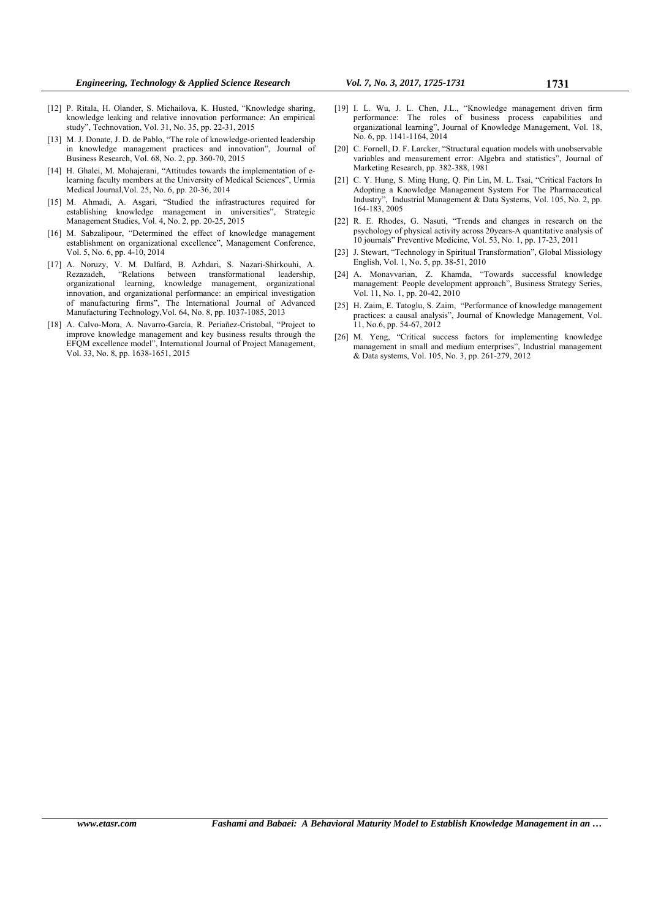[12] P. Ritala, H. Olander, S. Michailova, K. Husted, "Knowledge sharing, knowledge leaking and relative innovation performance: An empirical study", Technovation, Vol. 31, No. 35, pp. 22-31, 2015

[13] M. J. Donate, J. D. de Pablo, "The role of knowledge-oriented leadership in knowledge management practices and innovation", Journal of Business Research, Vol. 68, No. 2, pp. 360-70, 2015

[14] H. Ghalei, M. Mohajerani, "Attitudes towards the implementation of e-learning faculty members at the University of Medical Sciences", Urmia Medical Journal,Vol. 25, No. 6, pp. 20-36, 2014

[15] M. Ahmadi, A. Asgari, "Studied the infrastructures required for establishing knowledge management in universities", Strategic Management Studies, Vol. 4, No. 2, pp. 20-25, 2015

[16] M. Sabzalipour, "Determined the effect of knowledge management establishment on organizational excellence", Management Conference, Vol. 5, No. 6, pp. 4-10, 2014

[17] A. Noruzy, V. M. Dalfard, B. Azhdari, S. Nazari-Shirkouhi, A. Rezazadeh, "Relations between transformational leadership, organizational learning, knowledge management, organizational innovation, and organizational performance: an empirical investigation of manufacturing firms", The International Journal of Advanced Manufacturing Technology,Vol. 64, No. 8, pp. 1037-1085, 2013

[18] A. Calvo-Mora, A. Navarro-García, R. Periañez-Cristobal, "Project to improve knowledge management and key business results through the EFQM excellence model", International Journal of Project Management, Vol. 33, No. 8, pp. 1638-1651, 2015

[19] I. L. Wu, J. L. Chen, J.L., "Knowledge management driven firm performance: The roles of business process capabilities and organizational learning", Journal of Knowledge Management, Vol. 18, No. 6, pp. 1141-1164, 2014

[20] C. Fornell, D. F. Larcker, "Structural equation models with unobservable variables and measurement error: Algebra and statistics", Journal of Marketing Research, pp. 382-388, 1981

[21] C. Y. Hung, S. Ming Hung, Q. Pin Lin, M. L. Tsai, "Critical Factors In Adopting a Knowledge Management System For The Pharmaceutical Industry", Industrial Management & Data Systems, Vol. 105, No. 2, pp. 164-183, 2005

[22] R. E. Rhodes, G. Nasuti, "Trends and changes in research on the psychology of physical activity across 20years-A quantitative analysis of 10 journals" Preventive Medicine, Vol. 53, No. 1, pp. 17-23, 2011

[23] J. Stewart, "Technology in Spiritual Transformation", Global Missiology English, Vol. 1, No. 5, pp. 38-51, 2010

[24] A. Monavvarian, Z. Khamda, "Towards successful knowledge management: People development approach", Business Strategy Series, Vol. 11, No. 1, pp. 20-42, 2010

[25] H. Zaim, E. Tatoglu, S. Zaim, "Performance of knowledge management practices: a causal analysis", Journal of Knowledge Management, Vol. 11, No.6, pp. 54-67, 2012

[26] M. Yeng, "Critical success factors for implementing knowledge management in small and medium enterprises", Industrial management & Data systems, Vol. 105, No. 3, pp. 261-279, 2012